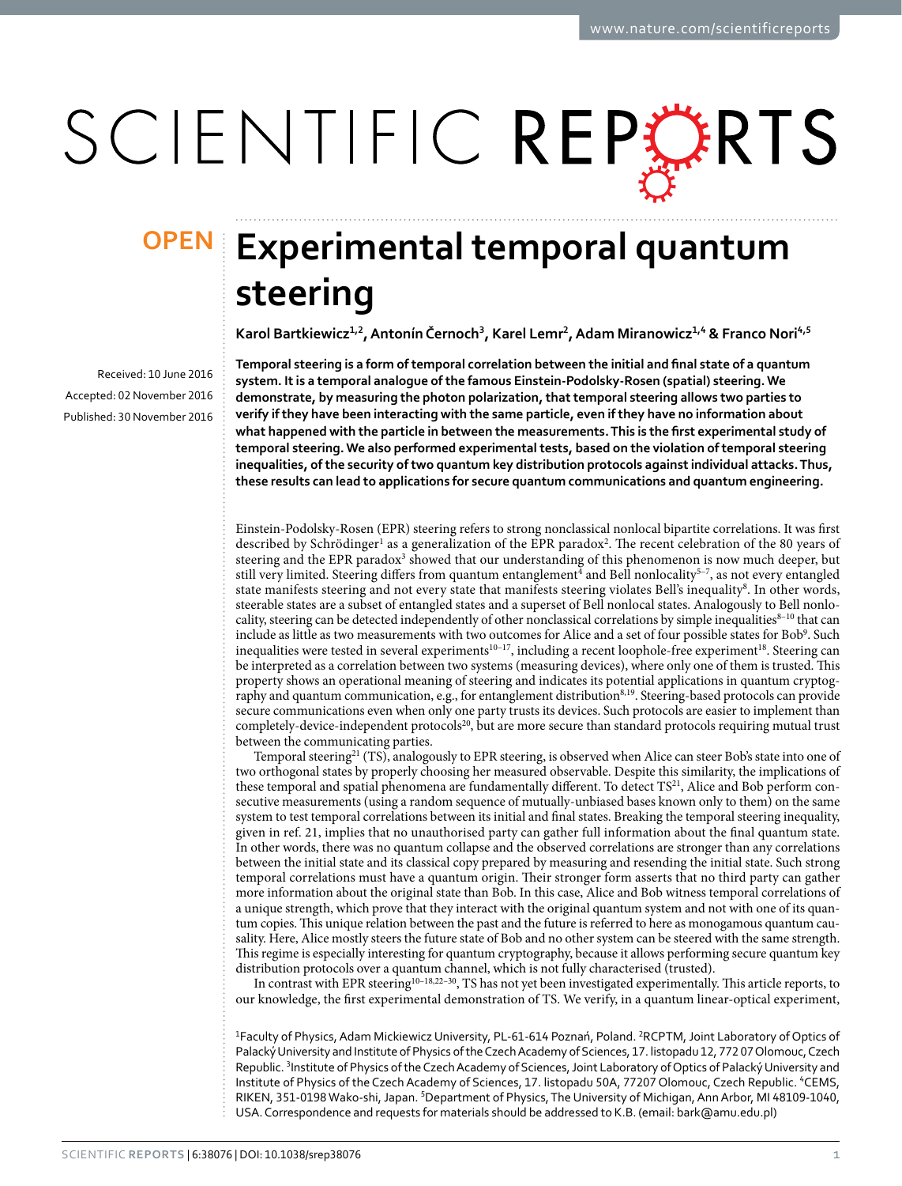OPEN

# Experimental temporal quantum steering

**Karol Bartkiewicz[1,2], Antonín Černoch[3], Karel Lemr[2], Adam Miranowicz[1,4] & Franco Nori[4,5]**

Received: 10 June 2016

Accepted: 02 November 2016

Published: 30 November 2016

**Temporal steering is a form of temporal correlation between the initial and final state of a quantum system. It is a temporal analogue of the famous Einstein-Podolsky-Rosen (spatial) steering. We demonstrate, by measuring the photon polarization, that temporal steering allows two parties to verify if they have been interacting with the same particle, even if they have no information about what happened with the particle in between the measurements. This is the first experimental study of temporal steering. We also performed experimental tests, based on the violation of temporal steering inequalities, of the security of two quantum key distribution protocols against individual attacks. Thus, these results can lead to applications for secure quantum communications and quantum engineering.**

Einstein-Podolsky-Rosen (EPR) steering refers to strong nonclassical nonlocal bipartite correlations. It was first described by Schrödinger[1] as a generalization of the EPR paradox[2]. The recent celebration of the 80 years of steering and the EPR paradox[3] showed that our understanding of this phenomenon is now much deeper, but still very limited. Steering differs from quantum entanglement[4] and Bell nonlocality[5–7], as not every entangled state manifests steering and not every state that manifests steering violates Bell's inequality[8]. In other words, steerable states are a subset of entangled states and a superset of Bell nonlocal states. Analogously to Bell nonlocality, steering can be detected independently of other nonclassical correlations by simple inequalities[8–10] that can include as little as two measurements with two outcomes for Alice and a set of four possible states for Bob[9]. Such inequalities were tested in several experiments[10–17], including a recent loophole-free experiment[18]. Steering can be interpreted as a correlation between two systems (measuring devices), where only one of them is trusted. This property shows an operational meaning of steering and indicates its potential applications in quantum cryptography and quantum communication, e.g., for entanglement distribution[8,19]. Steering-based protocols can provide secure communications even when only one party trusts its devices. Such protocols are easier to implement than completely-device-independent protocols[20], but are more secure than standard protocols requiring mutual trust between the communicating parties.

Temporal steering[21] (TS), analogously to EPR steering, is observed when Alice can steer Bob's state into one of two orthogonal states by properly choosing her measured observable. Despite this similarity, the implications of these temporal and spatial phenomena are fundamentally different. To detect TS[21], Alice and Bob perform consecutive measurements (using a random sequence of mutually-unbiased bases known only to them) on the same system to test temporal correlations between its initial and final states. Breaking the temporal steering inequality, given in ref. 21, implies that no unauthorised party can gather full information about the final quantum state. In other words, there was no quantum collapse and the observed correlations are stronger than any correlations between the initial state and its classical copy prepared by measuring and resending the initial state. Such strong temporal correlations must have a quantum origin. Their stronger form asserts that no third party can gather more information about the original state than Bob. In this case, Alice and Bob witness temporal correlations of a unique strength, which prove that they interact with the original quantum system and not with one of its quantum copies. This unique relation between the past and the future is referred to here as monogamous quantum causality. Here, Alice mostly steers the future state of Bob and no other system can be steered with the same strength. This regime is especially interesting for quantum cryptography, because it allows performing secure quantum key distribution protocols over a quantum channel, which is not fully characterised (trusted).

In contrast with EPR steering[10–18,22–30], TS has not yet been investigated experimentally. This article reports, to our knowledge, the first experimental demonstration of TS. We verify, in a quantum linear-optical experiment,

[1]Faculty of Physics, Adam Mickiewicz University, PL-61-614 Poznań, Poland. [2]RCPTM, Joint Laboratory of Optics of Palacký University and Institute of Physics of the Czech Academy of Sciences, 17. listopadu 12, 772 07 Olomouc, Czech Republic. [3]Institute of Physics of the Czech Academy of Sciences, Joint Laboratory of Optics of Palacký University and Institute of Physics of the Czech Academy of Sciences, 17. listopadu 50A, 77207 Olomouc, Czech Republic. [4]CEMS, RIKEN, 351-0198 Wako-shi, Japan. [5]Department of Physics, The University of Michigan, Ann Arbor, MI 48109-1040, USA. Correspondence and requests for materials should be addressed to K.B. (email: bark@amu.edu.pl)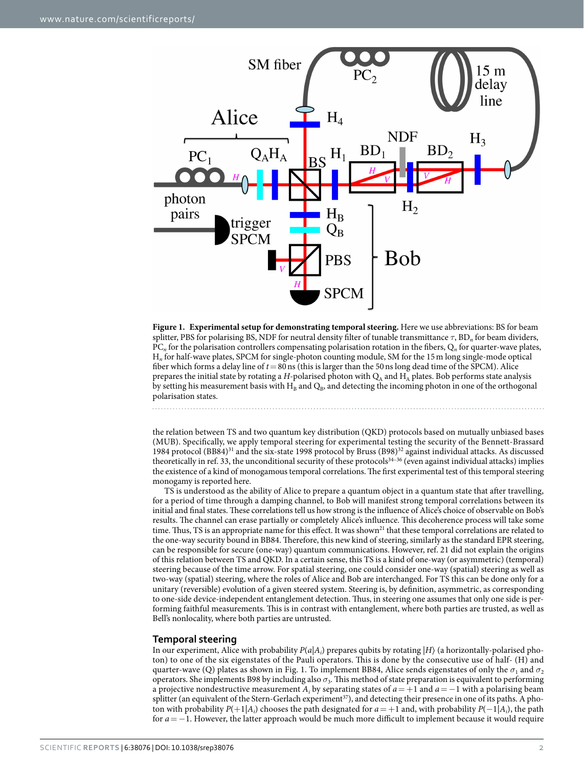**Figure 1. Experimental setup for demonstrating temporal steering.** Here we use abbreviations: BS for beam splitter, PBS for polarising BS, NDF for neutral density filter of tunable transmittance $\tau$, $BD_n$ for beam dividers, $PC_n$ for the polarisation controllers compensating polarisation rotation in the fibers, $Q_n$ for quarter-wave plates, $H_n$ for half-wave plates, SPCM for single-photon counting module, SM for the 15 m long single-mode optical fiber which forms a delay line of $t = 80$ ns (this is larger than the 50 ns long dead time of the SPCM). Alice prepares the initial state by rotating a $H$-polarised photon with $Q_A$ and $H_A$ plates. Bob performs state analysis by setting his measurement basis with $H_B$ and $Q_B$, and detecting the incoming photon in one of the orthogonal polarisation states.

the relation between TS and two quantum key distribution (QKD) protocols based on mutually unbiased bases (MUB). Specifically, we apply temporal steering for experimental testing the security of the Bennett-Brassard 1984 protocol (BB84)[31] and the six-state 1998 protocol by Bruss (B98)[32] against individual attacks. As discussed theoretically in ref. 33, the unconditional security of these protocols[34–36] (even against individual attacks) implies the existence of a kind of monogamous temporal correlations. The first experimental test of this temporal steering monogamy is reported here.

TS is understood as the ability of Alice to prepare a quantum object in a quantum state that after travelling, for a period of time through a damping channel, to Bob will manifest strong temporal correlations between its initial and final states. These correlations tell us how strong is the influence of Alice's choice of observable on Bob's results. The channel can erase partially or completely Alice's influence. This decoherence process will take some time. Thus, TS is an appropriate name for this effect. It was shown[21] that these temporal correlations are related to the one-way security bound in BB84. Therefore, this new kind of steering, similarly as the standard EPR steering, can be responsible for secure (one-way) quantum communications. However, ref. 21 did not explain the origins of this relation between TS and QKD. In a certain sense, this TS is a kind of one-way (or asymmetric) (temporal) steering because of the time arrow. For spatial steering, one could consider one-way (spatial) steering as well as two-way (spatial) steering, where the roles of Alice and Bob are interchanged. For TS this can be done only for a unitary (reversible) evolution of a given steered system. Steering is, by definition, asymmetric, as corresponding to one-side device-independent entanglement detection. Thus, in steering one assumes that only one side is performing faithful measurements. This is in contrast with entanglement, where both parties are trusted, as well as Bell's nonlocality, where both parties are untrusted.

## Temporal steering

In our experiment, Alice with probability $P(a|A_i)$ prepares qubits by rotating $|H\rangle$ (a horizontally-polarised photon) to one of the six eigenstates of the Pauli operators. This is done by the consecutive use of half- (H) and quarter-wave (Q) plates as shown in Fig. 1. To implement BB84, Alice sends eigenstates of only the $\sigma_1$ and $\sigma_2$ operators. She implements B98 by including also $\sigma_3$. This method of state preparation is equivalent to performing a projective nondestructive measurement $A_i$ by separating states of $a = +1$ and $a = -1$ with a polarising beam splitter (an equivalent of the Stern-Gerlach experiment[37]), and detecting their presence in one of its paths. A photon with probability $P(+1|A_i)$ chooses the path designated for $a = +1$ and, with probability $P(-1|A_i)$, the path for $a = -1$. However, the latter approach would be much more difficult to implement because it would require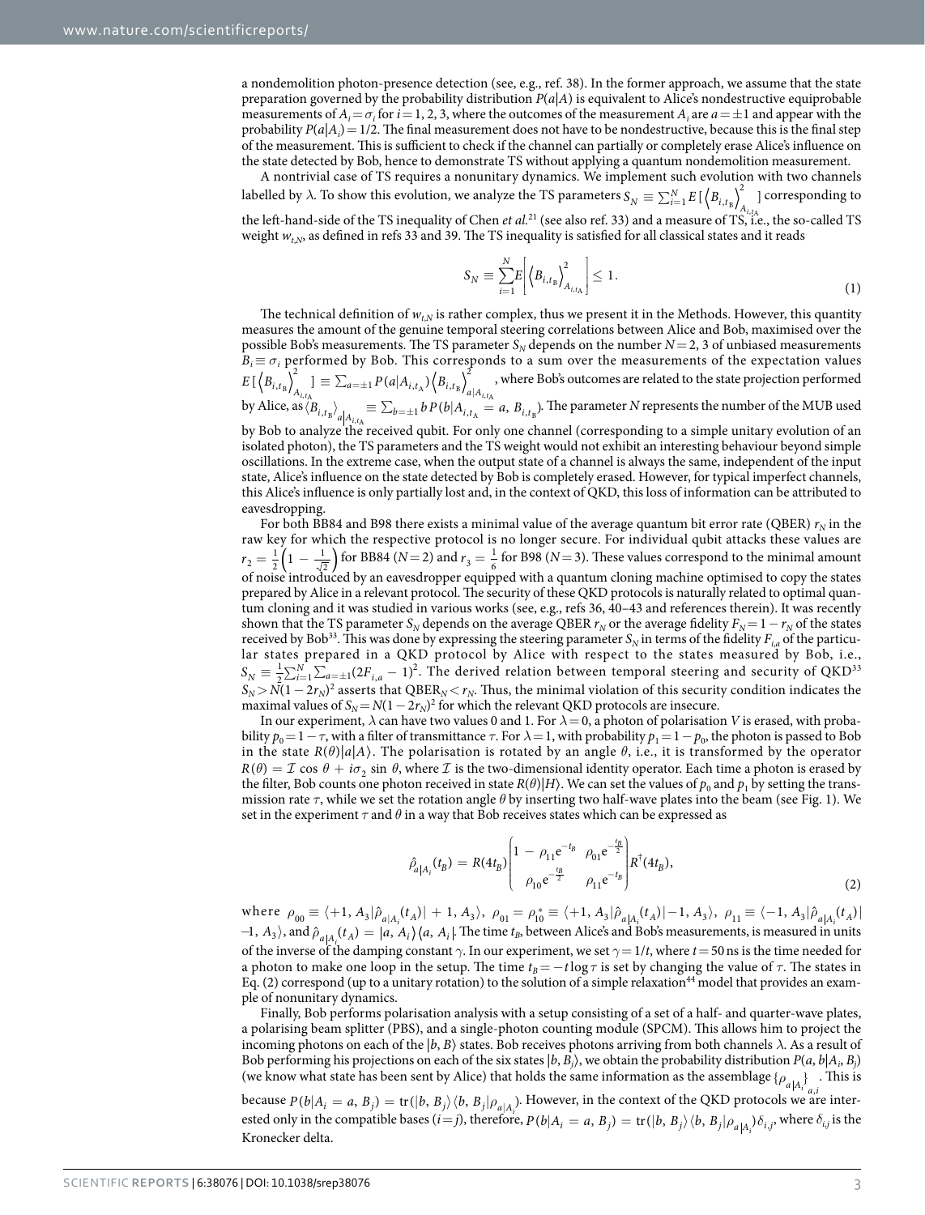a nondemolition photon-presence detection (see, e.g., ref. 38). In the former approach, we assume that the state preparation governed by the probability distribution $P(a|A)$ is equivalent to Alice's nondestructive equiprobable measurements of $A_i = \sigma_i$ for $i = 1, 2, 3$, where the outcomes of the measurement $A_i$ are $a = \pm 1$ and appear with the probability $P(a|A_i) = 1/2$. The final measurement does not have to be nondestructive, because this is the final step of the measurement. This is sufficient to check if the channel can partially or completely erase Alice's influence on the state detected by Bob, hence to demonstrate TS without applying a quantum nondemolition measurement.

A nontrivial case of TS requires a nonunitary dynamics. We implement such evolution with two channels labelled by $\lambda$. To show this evolution, we analyze the TS parameters $S_N \equiv \sum_{i=1}^{N} E[\langle B_{i,t_B}\rangle^2_{A_{i,t_A}}]$ corresponding to the left-hand-side of the TS inequality of Chen *et al.*[21] (see also ref. 33) and a measure of TS, i.e., the so-called TS weight $w_{t,N}$, as defined in refs 33 and 39. The TS inequality is satisfied for all classical states and it reads

$$S_N \equiv \sum_{i=1}^{N} E\left[\left\langle B_{i,t_B}\right\rangle^2_{A_{i,t_A}}\right] \leq 1. \tag{1}$$

The technical definition of $w_{t,N}$ is rather complex, thus we present it in the Methods. However, this quantity measures the amount of the genuine temporal steering correlations between Alice and Bob, maximised over the possible Bob's measurements. The TS parameter $S_N$ depends on the number $N = 2, 3$ of unbiased measurements $B_i \equiv \sigma_i$ performed by Bob. This corresponds to a sum over the measurements of the expectation values $E[\langle B_{i,t_B}\rangle^2_{A_{i,t_A}}] \equiv \sum_{a=\pm 1} P(a|A_{i,t_A})\langle B_{i,t_B}\rangle^2_{a|A_{i,t_A}}$, where Bob's outcomes are related to the state projection performed by Alice, as $\langle B_{i,t_B}\rangle_{a|A_{i,t_A}} \equiv \sum_{b=\pm 1} bP(b|A_{i,t_A} = a, B_{i,t_B})$. The parameter $N$ represents the number of the MUB used by Bob to analyze the received qubit. For only one channel (corresponding to a simple unitary evolution of an isolated photon), the TS parameters and the TS weight would not exhibit an interesting behaviour beyond simple oscillations. In the extreme case, when the output state of a channel is always the same, independent of the input state, Alice's influence on the state detected by Bob is completely erased. However, for typical imperfect channels, this Alice's influence is only partially lost and, in the context of QKD, this loss of information can be attributed to eavesdropping.

For both BB84 and B98 there exists a minimal value of the average quantum bit error rate (QBER) $r_N$ in the raw key for which the respective protocol is no longer secure. For individual qubit attacks these values are $r_2 = \frac{1}{2}\left(1 - \frac{1}{\sqrt{2}}\right)$ for BB84 ($N = 2$) and $r_3 = \frac{1}{6}$ for B98 ($N = 3$). These values correspond to the minimal amount of noise introduced by an eavesdropper equipped with a quantum cloning machine optimised to copy the states prepared by Alice in a relevant protocol. The security of these QKD protocols is naturally related to optimal quantum cloning and it was studied in various works (see, e.g., refs 36, 40–43 and references therein). It was recently shown that the TS parameter $S_N$ depends on the average QBER $r_N$ or the average fidelity $F_N = 1 - r_N$ of the states received by Bob[33]. This was done by expressing the steering parameter $S_N$ in terms of the fidelity $F_{i,a}$ of the particular states prepared in a QKD protocol by Alice with respect to the states measured by Bob, i.e., $S_N \equiv \frac{1}{2}\sum_{i=1}^{N}\sum_{a=\pm 1}(2F_{i,a} - 1)^2$. The derived relation between temporal steering and security of QKD[33] $S_N > N(1 - 2r_N)^2$ asserts that QBER$_N < r_N$. Thus, the minimal violation of this security condition indicates the maximal values of $S_N = N(1 - 2r_N)^2$ for which the relevant QKD protocols are insecure.

In our experiment, $\lambda$ can have two values 0 and 1. For $\lambda = 0$, a photon of polarisation $V$ is erased, with probability $p_0 = 1 - \tau$, with a filter of transmittance $\tau$. For $\lambda = 1$, with probability $p_1 = 1 - p_0$, the photon is passed to Bob in the state $R(\theta)|a|A\rangle$. The polarisation is rotated by an angle $\theta$, i.e., it is transformed by the operator $R(\theta) = \mathcal{I}\cos\theta + i\sigma_2 \sin\theta$, where $\mathcal{I}$ is the two-dimensional identity operator. Each time a photon is erased by the filter, Bob counts one photon received in state $R(\theta)|H\rangle$. We can set the values of $p_0$ and $p_1$ by setting the transmission rate $\tau$, while we set the rotation angle $\theta$ by inserting two half-wave plates into the beam (see Fig. 1). We set in the experiment $\tau$ and $\theta$ in a way that Bob receives states which can be expressed as

$$\hat{\rho}_{a|A_i}(t_B) = R(4t_B)\begin{pmatrix} 1 - \rho_{11}e^{-t_B} & \rho_{01}e^{-\frac{t_B}{2}} \\ \rho_{10}e^{-\frac{t_B}{2}} & \rho_{11}e^{-t_B} \end{pmatrix} R^{\dagger}(4t_B), \tag{2}$$

where $\rho_{00} \equiv \langle +1, A_3|\hat{\rho}_{a|A_i}(t_A)| + 1, A_3\rangle$, $\rho_{01} = \rho_{10}^* \equiv \langle +1, A_3|\hat{\rho}_{a|A_i}(t_A)| -1, A_3\rangle$, $\rho_{11} \equiv \langle -1, A_3|\hat{\rho}_{a|A_i}(t_A)| -1, A_3\rangle$, and $\hat{\rho}_{a|A_i}(t_A) = |a, A_i\rangle\langle a, A_i|$. The time $t_B$, between Alice's and Bob's measurements, is measured in units of the inverse of the damping constant $\gamma$. In our experiment, we set $\gamma = 1/t$, where $t = 50$ ns is the time needed for a photon to make one loop in the setup. The time $t_B = -t\log\tau$ is set by changing the value of $\tau$. The states in Eq. (2) correspond (up to a unitary rotation) to the solution of a simple relaxation[44] model that provides an example of nonunitary dynamics.

Finally, Bob performs polarisation analysis with a setup consisting of a set of a half- and quarter-wave plates, a polarising beam splitter (PBS), and a single-photon counting module (SPCM). This allows him to project the incoming photons on each of the $|b, B\rangle$ states. Bob receives photons arriving from both channels $\lambda$. As a result of Bob performing his projections on each of the six states $|b, B_j\rangle$, we obtain the probability distribution $P(a, b|A_i, B_j)$ (we know what state has been sent by Alice) that holds the same information as the assemblage $\{\rho_{a|A_i}\}_{a,i}$. This is because $P(b|A_i = a, B_j) = \mathrm{tr}(|b, B_j\rangle\langle b, B_j|\rho_{a|A_i})$. However, in the context of the QKD protocols we are interested only in the compatible bases ($i = j$), therefore, $P(b|A_i = a, B_j) = \mathrm{tr}(|b, B_j\rangle\langle b, B_j|\rho_{a|A_i})\delta_{i,j}$, where $\delta_{i,j}$ is the Kronecker delta.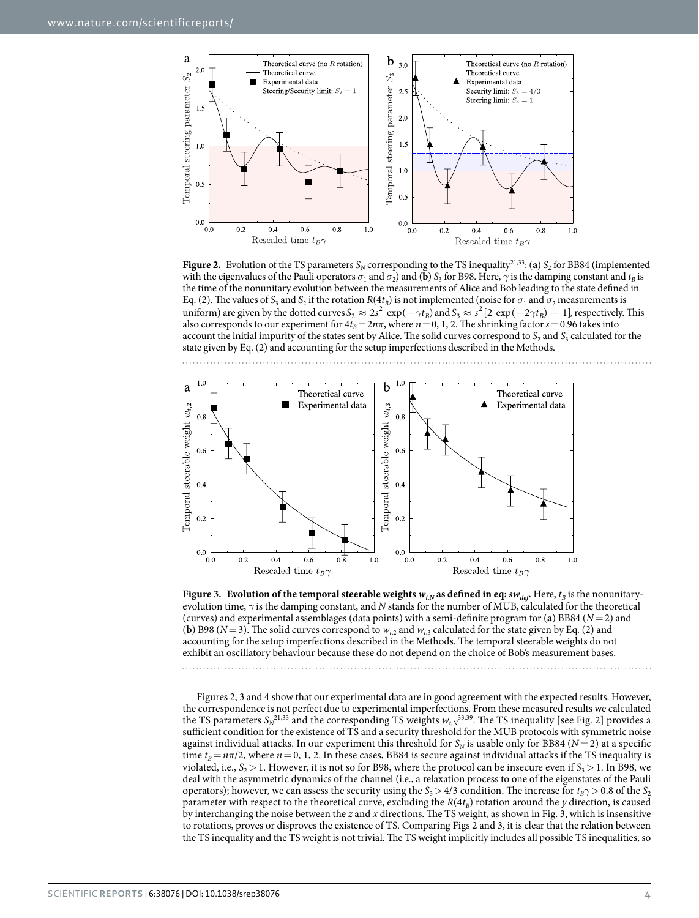**Figure 2.** Evolution of the TS parameters $S_N$ corresponding to the TS inequality[21,33]: (**a**) $S_2$ for BB84 (implemented with the eigenvalues of the Pauli operators $\sigma_1$ and $\sigma_2$) and (**b**) $S_3$ for B98. Here, $\gamma$ is the damping constant and $t_B$ is the time of the nonunitary evolution between the measurements of Alice and Bob leading to the state defined in Eq. (2). The values of $S_3$ and $S_2$ if the rotation $R(4t_B)$ is not implemented (noise for $\sigma_1$ and $\sigma_2$ measurements is uniform) are given by the dotted curves $S_2 \approx 2s^2 \exp(-\gamma t_B)$ and $S_3 \approx s^2[2 \exp(-2\gamma t_B) + 1]$, respectively. This also corresponds to our experiment for $4t_B = 2n\pi$, where $n = 0, 1, 2$. The shrinking factor $s = 0.96$ takes into account the initial impurity of the states sent by Alice. The solid curves correspond to $S_2$ and $S_3$ calculated for the state given by Eq. (2) and accounting for the setup imperfections described in the Methods.

**Figure 3. Evolution of the temporal steerable weights $w_{t,N}$ as defined in eq: $sw_{def}$.** Here, $t_B$ is the nonunitary-evolution time, $\gamma$ is the damping constant, and $N$ stands for the number of MUB, calculated for the theoretical (curves) and experimental assemblages (data points) with a semi-definite program for (**a**) BB84 ($N = 2$) and (**b**) B98 ($N = 3$). The solid curves correspond to $w_{t,2}$ and $w_{t,3}$ calculated for the state given by Eq. (2) and accounting for the setup imperfections described in the Methods. The temporal steerable weights do not exhibit an oscillatory behaviour because these do not depend on the choice of Bob's measurement bases.

Figures 2, 3 and 4 show that our experimental data are in good agreement with the expected results. However, the correspondence is not perfect due to experimental imperfections. From these measured results we calculated the TS parameters $S_N$[21,33] and the corresponding TS weights $w_{t,N}$[33,39]. The TS inequality [see Fig. 2] provides a sufficient condition for the existence of TS and a security threshold for the MUB protocols with symmetric noise against individual attacks. In our experiment this threshold for $S_N$ is usable only for BB84 ($N = 2$) at a specific time $t_B = n\pi/2$, where $n = 0, 1, 2$. In these cases, BB84 is secure against individual attacks if the TS inequality is violated, i.e., $S_2 > 1$. However, it is not so for B98, where the protocol can be insecure even if $S_3 > 1$. In B98, we deal with the asymmetric dynamics of the channel (i.e., a relaxation process to one of the eigenstates of the Pauli operators); however, we can assess the security using the $S_3 > 4/3$ condition. The increase for $t_B\gamma > 0.8$ of the $S_2$ parameter with respect to the theoretical curve, excluding the $R(4t_B)$ rotation around the $y$ direction, is caused by interchanging the noise between the $z$ and $x$ directions. The TS weight, as shown in Fig. 3, which is insensitive to rotations, proves or disproves the existence of TS. Comparing Figs 2 and 3, it is clear that the relation between the TS inequality and the TS weight is not trivial. The TS weight implicitly includes all possible TS inequalities, so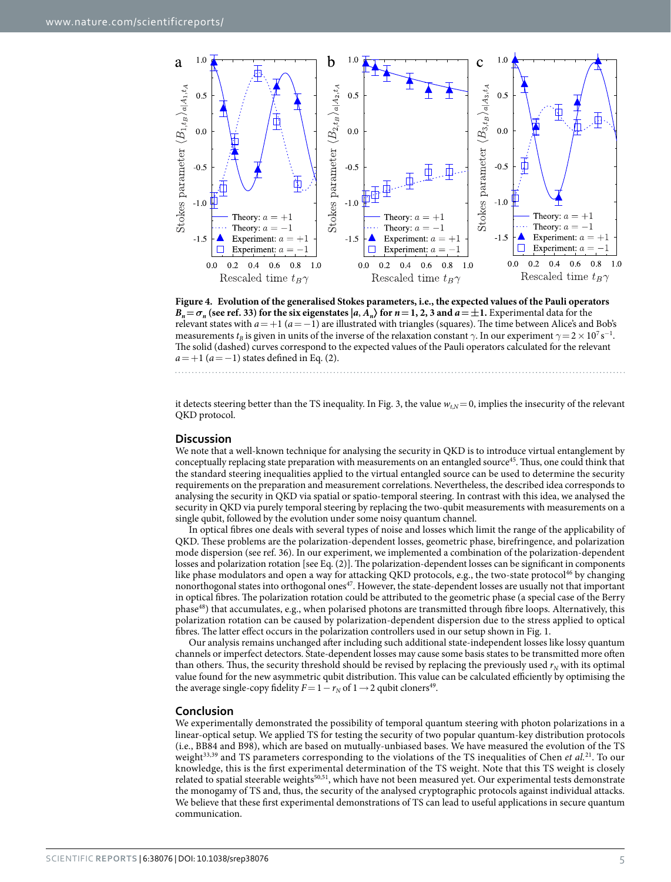**Figure 4. Evolution of the generalised Stokes parameters, i.e., the expected values of the Pauli operators $B_n = \sigma_n$ (see ref. 33) for the six eigenstates $|a, A_n\rangle$ for $n = 1, 2, 3$ and $a = \pm 1$.** Experimental data for the relevant states with $a = +1$ ($a = -1$) are illustrated with triangles (squares). The time between Alice's and Bob's measurements $t_B$ is given in units of the inverse of the relaxation constant $\gamma$. In our experiment $\gamma = 2 \times 10^7\,\mathrm{s}^{-1}$. The solid (dashed) curves correspond to the expected values of the Pauli operators calculated for the relevant $a = +1$ ($a = -1$) states defined in Eq. (2).

it detects steering better than the TS inequality. In Fig. 3, the value $w_{t,N} = 0$, implies the insecurity of the relevant QKD protocol.

## Discussion

We note that a well-known technique for analysing the security in QKD is to introduce virtual entanglement by conceptually replacing state preparation with measurements on an entangled source[45]. Thus, one could think that the standard steering inequalities applied to the virtual entangled source can be used to determine the security requirements on the preparation and measurement correlations. Nevertheless, the described idea corresponds to analysing the security in QKD via spatial or spatio-temporal steering. In contrast with this idea, we analysed the security in QKD via purely temporal steering by replacing the two-qubit measurements with measurements on a single qubit, followed by the evolution under some noisy quantum channel.

In optical fibres one deals with several types of noise and losses which limit the range of the applicability of QKD. These problems are the polarization-dependent losses, geometric phase, birefringence, and polarization mode dispersion (see ref. 36). In our experiment, we implemented a combination of the polarization-dependent losses and polarization rotation [see Eq. (2)]. The polarization-dependent losses can be significant in components like phase modulators and open a way for attacking QKD protocols, e.g., the two-state protocol[46] by changing nonorthogonal states into orthogonal ones[47]. However, the state-dependent losses are usually not that important in optical fibres. The polarization rotation could be attributed to the geometric phase (a special case of the Berry phase[48]) that accumulates, e.g., when polarised photons are transmitted through fibre loops. Alternatively, this polarization rotation can be caused by polarization-dependent dispersion due to the stress applied to optical fibres. The latter effect occurs in the polarization controllers used in our setup shown in Fig. 1.

Our analysis remains unchanged after including such additional state-independent losses like lossy quantum channels or imperfect detectors. State-dependent losses may cause some basis states to be transmitted more often than others. Thus, the security threshold should be revised by replacing the previously used $r_N$ with its optimal value found for the new asymmetric qubit distribution. This value can be calculated efficiently by optimising the the average single-copy fidelity $F = 1 - r_N$ of $1 \to 2$ qubit cloners[49].

## Conclusion

We experimentally demonstrated the possibility of temporal quantum steering with photon polarizations in a linear-optical setup. We applied TS for testing the security of two popular quantum-key distribution protocols (i.e., BB84 and B98), which are based on mutually-unbiased bases. We have measured the evolution of the TS weight[33,39] and TS parameters corresponding to the violations of the TS inequalities of Chen *et al.*[21]. To our knowledge, this is the first experimental determination of the TS weight. Note that this TS weight is closely related to spatial steerable weights[50,51], which have not been measured yet. Our experimental tests demonstrate the monogamy of TS and, thus, the security of the analysed cryptographic protocols against individual attacks. We believe that these first experimental demonstrations of TS can lead to useful applications in secure quantum communication.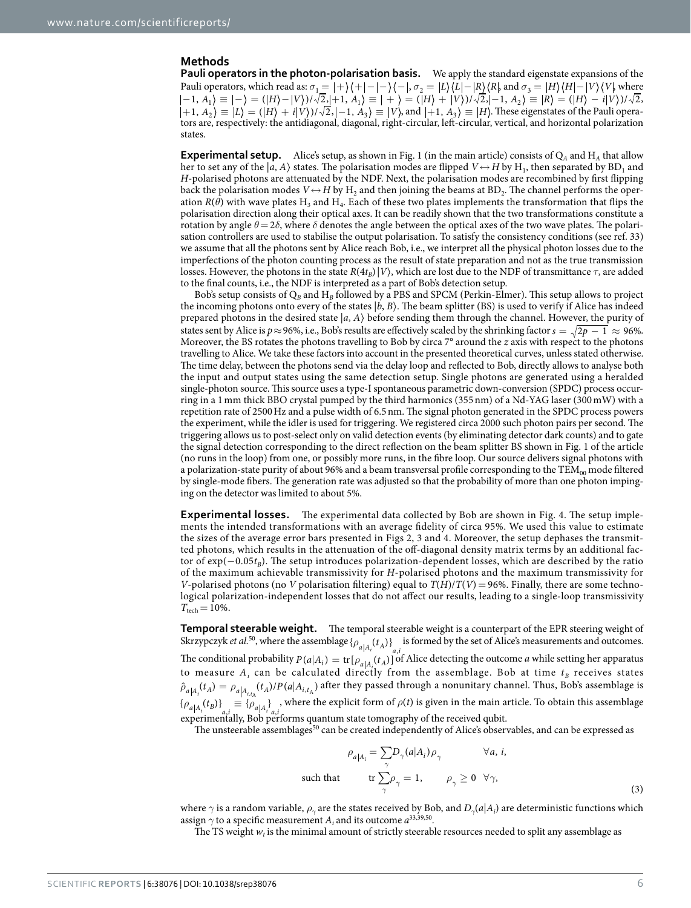## Methods

**Pauli operators in the photon-polarisation basis.** We apply the standard eigenstate expansions of the Pauli operators, which read as: $\sigma_1 = |+\rangle\langle+|-|-\rangle\langle-|$, $\sigma_2 = |L\rangle\langle L|-|R\rangle\langle R|$, and $\sigma_3 = |H\rangle\langle H|-|V\rangle\langle V|$, where $|-1, A_1\rangle \equiv |-\rangle = (|H\rangle - |V\rangle)/\sqrt{2}$, $|+1, A_1\rangle \equiv |+\rangle = (|H\rangle + |V\rangle)/\sqrt{2}$, $|-1, A_2\rangle \equiv |R\rangle = (|H\rangle - i|V\rangle)/\sqrt{2}$, $|+1, A_2\rangle \equiv |L\rangle = (|H\rangle + i|V\rangle)/\sqrt{2}$, $|-1, A_3\rangle \equiv |V\rangle$, and $|+1, A_3\rangle \equiv |H\rangle$. These eigenstates of the Pauli operators are, respectively: the antidiagonal, diagonal, right-circular, left-circular, vertical, and horizontal polarization states.

**Experimental setup.** Alice's setup, as shown in Fig. 1 (in the main article) consists of $Q_A$ and $H_A$ that allow her to set any of the $|a, A\rangle$ states. The polarisation modes are flipped $V \leftrightarrow H$ by $H_1$, then separated by $BD_1$ and $H$-polarised photons are attenuated by the NDF. Next, the polarisation modes are recombined by first flipping back the polarisation modes $V \leftrightarrow H$ by $H_2$ and then joining the beams at $BD_2$. The channel performs the operation $R(\theta)$ with wave plates $H_3$ and $H_4$. Each of these two plates implements the transformation that flips the polarisation direction along their optical axes. It can be readily shown that the two transformations constitute a rotation by angle $\theta = 2\delta$, where $\delta$ denotes the angle between the optical axes of the two wave plates. The polarisation controllers are used to stabilise the output polarisation. To satisfy the consistency conditions (see ref. 33) we assume that all the photons sent by Alice reach Bob, i.e., we interpret all the physical photon losses due to the imperfections of the photon counting process as the result of state preparation and not as the true transmission losses. However, the photons in the state $R(4t_B)|V\rangle$, which are lost due to the NDF of transmittance $\tau$, are added to the final counts, i.e., the NDF is interpreted as a part of Bob's detection setup.

Bob's setup consists of $Q_B$ and $H_B$ followed by a PBS and SPCM (Perkin-Elmer). This setup allows to project the incoming photons onto every of the states $|b, B\rangle$. The beam splitter (BS) is used to verify if Alice has indeed prepared photons in the desired state $|a, A\rangle$ before sending them through the channel. However, the purity of states sent by Alice is $p \approx 96\%$, i.e., Bob's results are effectively scaled by the shrinking factor $s = \sqrt{2p-1} \approx 96\%$. Moreover, the BS rotates the photons travelling to Bob by circa 7° around the $z$ axis with respect to the photons travelling to Alice. We take these factors into account in the presented theoretical curves, unless stated otherwise. The time delay, between the photons send via the delay loop and reflected to Bob, directly allows to analyse both the input and output states using the same detection setup. Single photons are generated using a heralded single-photon source. This source uses a type-I spontaneous parametric down-conversion (SPDC) process occurring in a 1 mm thick BBO crystal pumped by the third harmonics (355 nm) of a Nd-YAG laser (300 mW) with a repetition rate of 2500 Hz and a pulse width of 6.5 nm. The signal photon generated in the SPDC process powers the experiment, while the idler is used for triggering. We registered circa 2000 such photon pairs per second. The triggering allows us to post-select only on valid detection events (by eliminating detector dark counts) and to gate the signal detection corresponding to the direct reflection on the beam splitter BS shown in Fig. 1 of the article (no runs in the loop) from one, or possibly more runs, in the fibre loop. Our source delivers signal photons with a polarization-state purity of about 96% and a beam transversal profile corresponding to the $TEM_{00}$ mode filtered by single-mode fibers. The generation rate was adjusted so that the probability of more than one photon impinging on the detector was limited to about 5%.

**Experimental losses.** The experimental data collected by Bob are shown in Fig. 4. The setup implements the intended transformations with an average fidelity of circa 95%. We used this value to estimate the sizes of the average error bars presented in Figs 2, 3 and 4. Moreover, the setup dephases the transmitted photons, which results in the attenuation of the off-diagonal density matrix terms by an additional factor of $\exp(-0.05t_B)$. The setup introduces polarization-dependent losses, which are described by the ratio of the maximum achievable transmissivity for $H$-polarised photons and the maximum transmissivity for $V$-polarised photons (no $V$ polarisation filtering) equal to $T(H)/T(V) = 96\%$. Finally, there are some technological polarization-independent losses that do not affect our results, leading to a single-loop transmissivity $T_{\text{tech}} = 10\%$.

**Temporal steerable weight.** The temporal steerable weight is a counterpart of the EPR steering weight of Skrzypczyk *et al.*[50], where the assemblage $\{\rho_{a|A_i}(t_A)\}_{a,i}$ is formed by the set of Alice's measurements and outcomes. The conditional probability $P(a|A_i) = \text{tr}[\rho_{a|A_i}(t_A)]$ of Alice detecting the outcome $a$ while setting her apparatus to measure $A_i$ can be calculated directly from the assemblage. Bob at time $t_B$ receives states $\hat{\rho}_{a|A_i}(t_A) = \rho_{a|A_{i,t_A}}(t_A)/P(a|A_{i,t_A})$ after they passed through a nonunitary channel. Thus, Bob's assemblage is $\{\rho_{a|A_i}(t_B)\}_{a,i} \equiv \{\rho_{a|A_i}\}_{a,i}$, where the explicit form of $\rho(t)$ is given in the main article. To obtain this assemblage experimentally, Bob performs quantum state tomography of the received qubit.

The unsteerable assemblages[50] can be created independently of Alice's observables, and can be expressed as

$$\rho_{a|A_i} = \sum_\gamma D_\gamma(a|A_i)\rho_\gamma \qquad \forall a,\ i,$$
$$\text{such that} \qquad \text{tr}\sum_\gamma \rho_\gamma = 1, \qquad \rho_\gamma \geq 0 \quad \forall\gamma, \tag{3}$$

where $\gamma$ is a random variable, $\rho_\gamma$ are the states received by Bob, and $D_\gamma(a|A_i)$ are deterministic functions which assign $\gamma$ to a specific measurement $A_i$ and its outcome $a$[33,39,50].

The TS weight $w_t$ is the minimal amount of strictly steerable resources needed to split any assemblage as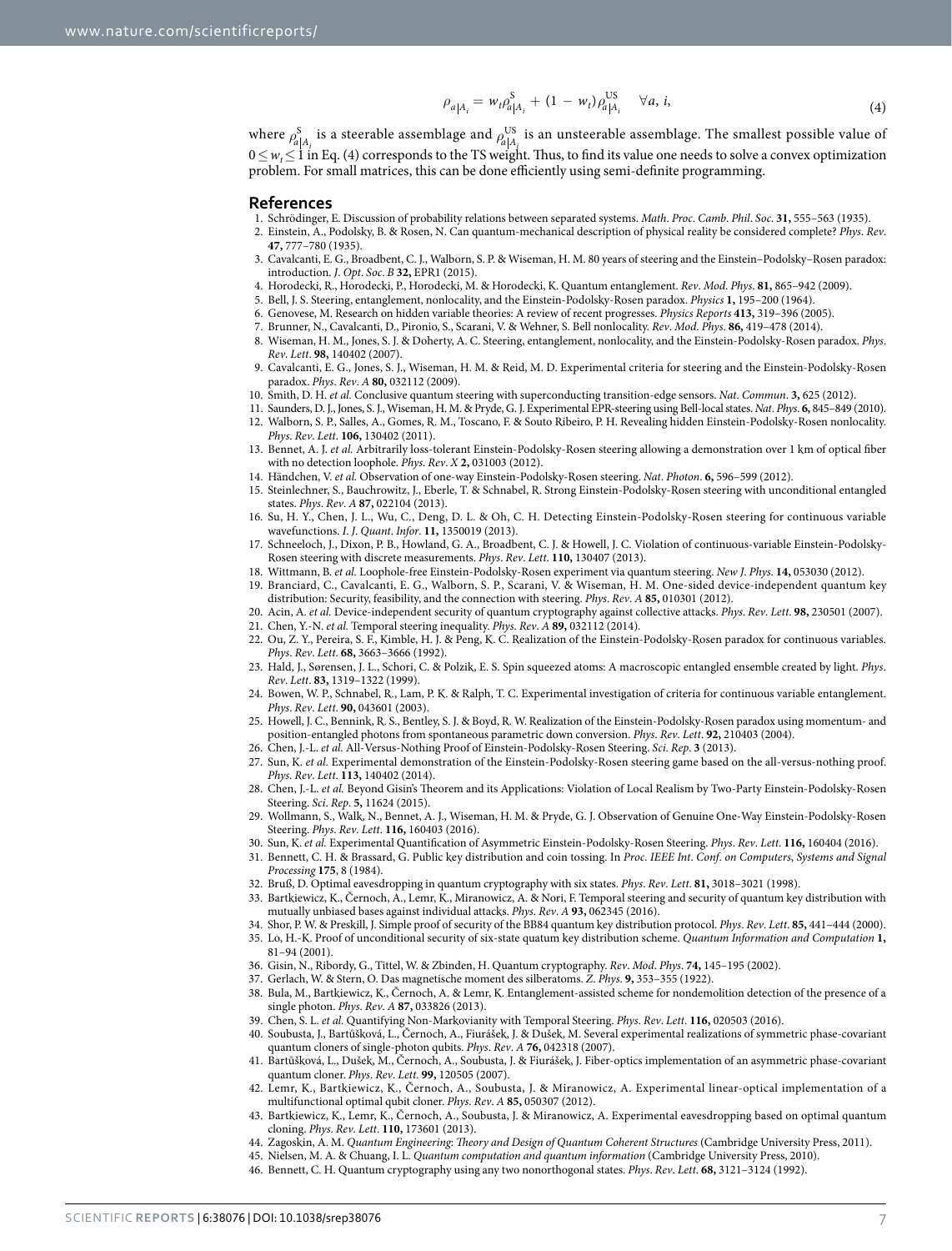$$\rho_{a|A_i} = w_t \rho^{S}_{a|A_i} + (1 - w_t)\rho^{US}_{a|A_i} \quad \forall a,\, i, \tag{4}$$

where $\rho^{S}_{a|A_i}$ is a steerable assemblage and $\rho^{US}_{a|A_i}$ is an unsteerable assemblage. The smallest possible value of $0 \leq w_t \leq 1$ in Eq. (4) corresponds to the TS weight. Thus, to find its value one needs to solve a convex optimization problem. For small matrices, this can be done efficiently using semi-definite programming.

## References

1. Schrödinger, E. Discussion of probability relations between separated systems. *Math. Proc. Camb. Phil. Soc.* **31,** 555–563 (1935).
2. Einstein, A., Podolsky, B. & Rosen, N. Can quantum-mechanical description of physical reality be considered complete? *Phys. Rev.* **47,** 777–780 (1935).
3. Cavalcanti, E. G., Broadbent, C. J., Walborn, S. P. & Wiseman, H. M. 80 years of steering and the Einstein–Podolsky–Rosen paradox: introduction. *J. Opt. Soc. B* **32,** EPR1 (2015).
4. Horodecki, R., Horodecki, P., Horodecki, M. & Horodecki, K. Quantum entanglement. *Rev. Mod. Phys.* **81,** 865–942 (2009).
5. Bell, J. S. Steering, entanglement, nonlocality, and the Einstein-Podolsky-Rosen paradox. *Physics* **1,** 195–200 (1964).
6. Genovese, M. Research on hidden variable theories: A review of recent progresses. *Physics Reports* **413,** 319–396 (2005).
7. Brunner, N., Cavalcanti, D., Pironio, S., Scarani, V. & Wehner, S. Bell nonlocality. *Rev. Mod. Phys.* **86,** 419–478 (2014).
8. Wiseman, H. M., Jones, S. J. & Doherty, A. C. Steering, entanglement, nonlocality, and the Einstein-Podolsky-Rosen paradox. *Phys. Rev. Lett.* **98,** 140402 (2007).
9. Cavalcanti, E. G., Jones, S. J., Wiseman, H. M. & Reid, M. D. Experimental criteria for steering and the Einstein-Podolsky-Rosen paradox. *Phys. Rev. A* **80,** 032112 (2009).
10. Smith, D. H. *et al.* Conclusive quantum steering with superconducting transition-edge sensors. *Nat. Commun.* **3,** 625 (2012).
11. Saunders, D. J., Jones, S. J., Wiseman, H. M. & Pryde, G. J. Experimental EPR-steering using Bell-local states. *Nat. Phys.* **6,** 845–849 (2010).
12. Walborn, S. P., Salles, A., Gomes, R. M., Toscano, F. & Souto Ribeiro, P. H. Revealing hidden Einstein-Podolsky-Rosen nonlocality. *Phys. Rev. Lett.* **106,** 130402 (2011).
13. Bennet, A. J. *et al.* Arbitrarily loss-tolerant Einstein-Podolsky-Rosen steering allowing a demonstration over 1 km of optical fiber with no detection loophole. *Phys. Rev. X* **2,** 031003 (2012).
14. Händchen, V. *et al.* Observation of one-way Einstein-Podolsky-Rosen steering. *Nat. Photon.* **6,** 596–599 (2012).
15. Steinlechner, S., Bauchrowitz, J., Eberle, T. & Schnabel, R. Strong Einstein-Podolsky-Rosen steering with unconditional entangled states. *Phys. Rev. A* **87,** 022104 (2013).
16. Su, H. Y., Chen, J. L., Wu, C., Deng, D. L. & Oh, C. H. Detecting Einstein-Podolsky-Rosen steering for continuous variable wavefunctions. *I. J. Quant. Infor.* **11,** 1350019 (2013).
17. Schneeloch, J., Dixon, P. B., Howland, G. A., Broadbent, C. J. & Howell, J. C. Violation of continuous-variable Einstein-Podolsky-Rosen steering with discrete measurements. *Phys. Rev. Lett.* **110,** 130407 (2013).
18. Wittmann, B. *et al.* Loophole-free Einstein-Podolsky-Rosen experiment via quantum steering. *New J. Phys.* **14,** 053030 (2012).
19. Branciard, C., Cavalcanti, E. G., Walborn, S. P., Scarani, V. & Wiseman, H. M. One-sided device-independent quantum key distribution: Security, feasibility, and the connection with steering. *Phys. Rev. A* **85,** 010301 (2012).
20. Acin, A. *et al.* Device-independent security of quantum cryptography against collective attacks. *Phys. Rev. Lett.* **98,** 230501 (2007).
21. Chen, Y.-N. *et al.* Temporal steering inequality. *Phys. Rev. A* **89,** 032112 (2014).
22. Ou, Z. Y., Pereira, S. F., Kimble, H. J. & Peng, K. C. Realization of the Einstein-Podolsky-Rosen paradox for continuous variables. *Phys. Rev. Lett.* **68,** 3663–3666 (1992).
23. Hald, J., Sørensen, J. L., Schori, C. & Polzik, E. S. Spin squeezed atoms: A macroscopic entangled ensemble created by light. *Phys. Rev. Lett.* **83,** 1319–1322 (1999).
24. Bowen, W. P., Schnabel, R., Lam, P. K. & Ralph, T. C. Experimental investigation of criteria for continuous variable entanglement. *Phys. Rev. Lett.* **90,** 043601 (2003).
25. Howell, J. C., Bennink, R. S., Bentley, S. J. & Boyd, R. W. Realization of the Einstein-Podolsky-Rosen paradox using momentum- and position-entangled photons from spontaneous parametric down conversion. *Phys. Rev. Lett.* **92,** 210403 (2004).
26. Chen, J.-L. *et al.* All-Versus-Nothing Proof of Einstein-Podolsky-Rosen Steering. *Sci. Rep.* **3** (2013).
27. Sun, K. *et al.* Experimental demonstration of the Einstein-Podolsky-Rosen steering game based on the all-versus-nothing proof. *Phys. Rev. Lett.* **113,** 140402 (2014).
28. Chen, J.-L. *et al.* Beyond Gisin's Theorem and its Applications: Violation of Local Realism by Two-Party Einstein-Podolsky-Rosen Steering. *Sci. Rep.* **5,** 11624 (2015).
29. Wollmann, S., Walk, N., Bennet, A. J., Wiseman, H. M. & Pryde, G. J. Observation of Genuine One-Way Einstein-Podolsky-Rosen Steering. *Phys. Rev. Lett.* **116,** 160403 (2016).
30. Sun, K. *et al.* Experimental Quantification of Asymmetric Einstein-Podolsky-Rosen Steering. *Phys. Rev. Lett.* **116,** 160404 (2016).
31. Bennett, C. H. & Brassard, G. Public key distribution and coin tossing. In *Proc. IEEE Int. Conf. on Computers, Systems and Signal Processing* **175**, 8 (1984).
32. Bruß, D. Optimal eavesdropping in quantum cryptography with six states. *Phys. Rev. Lett.* **81,** 3018–3021 (1998).
33. Bartkiewicz, K., Černoch, A., Lemr, K., Miranowicz, A. & Nori, F. Temporal steering and security of quantum key distribution with mutually unbiased bases against individual attacks. *Phys. Rev. A* **93,** 062345 (2016).
34. Shor, P. W. & Preskill, J. Simple proof of security of the BB84 quantum key distribution protocol. *Phys. Rev. Lett.* **85,** 441–444 (2000).
35. Lo, H.-K. Proof of unconditional security of six-state quatum key distribution scheme. *Quantum Information and Computation* **1,** 81–94 (2001).
36. Gisin, N., Ribordy, G., Tittel, W. & Zbinden, H. Quantum cryptography. *Rev. Mod. Phys.* **74,** 145–195 (2002).
37. Gerlach, W. & Stern, O. Das magnetische moment des silberatoms. *Z. Phys.* **9,** 353–355 (1922).
38. Bula, M., Bartkiewicz, K., Černoch, A. & Lemr, K. Entanglement-assisted scheme for nondemolition detection of the presence of a single photon. *Phys. Rev. A* **87,** 033826 (2013).
39. Chen, S. L. *et al.* Quantifying Non-Markovianity with Temporal Steering. *Phys. Rev. Lett.* **116,** 020503 (2016).
40. Soubusta, J., Bartůšková, L., Černoch, A., Fiurášek, J. & Dušek, M. Several experimental realizations of symmetric phase-covariant quantum cloners of single-photon qubits. *Phys. Rev. A* **76,** 042318 (2007).
41. Bartůšková, L., Dušek, M., Černoch, A., Soubusta, J. & Fiurášek, J. Fiber-optics implementation of an asymmetric phase-covariant quantum cloner. *Phys. Rev. Lett.* **99,** 120505 (2007).
42. Lemr, K., Bartkiewicz, K., Černoch, A., Soubusta, J. & Miranowicz, A. Experimental linear-optical implementation of a multifunctional optimal qubit cloner. *Phys. Rev. A* **85,** 050307 (2012).
43. Bartkiewicz, K., Lemr, K., Černoch, A., Soubusta, J. & Miranowicz, A. Experimental eavesdropping based on optimal quantum cloning. *Phys. Rev. Lett.* **110,** 173601 (2013).
44. Zagoskin, A. M. *Quantum Engineering: Theory and Design of Quantum Coherent Structures* (Cambridge University Press, 2011).
45. Nielsen, M. A. & Chuang, I. L. *Quantum computation and quantum information* (Cambridge University Press, 2010).
46. Bennett, C. H. Quantum cryptography using any two nonorthogonal states. *Phys. Rev. Lett.* **68,** 3121–3124 (1992).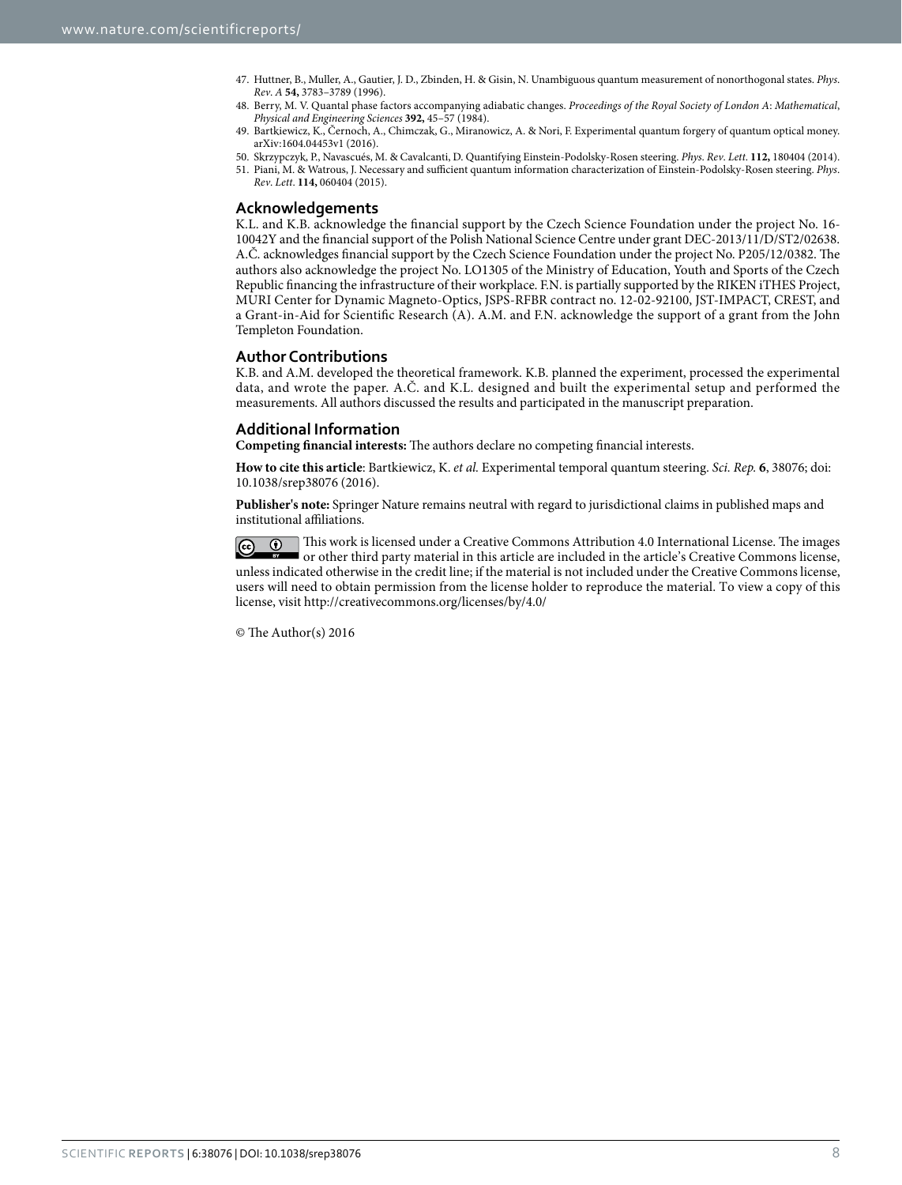47. Huttner, B., Muller, A., Gautier, J. D., Zbinden, H. & Gisin, N. Unambiguous quantum measurement of nonorthogonal states. *Phys. Rev. A* **54,** 3783–3789 (1996).
48. Berry, M. V. Quantal phase factors accompanying adiabatic changes. *Proceedings of the Royal Society of London A: Mathematical, Physical and Engineering Sciences* **392,** 45–57 (1984).
49. Bartkiewicz, K., Černoch, A., Chimczak, G., Miranowicz, A. & Nori, F. Experimental quantum forgery of quantum optical money. arXiv:1604.04453v1 (2016).
50. Skrzypczyk, P., Navascués, M. & Cavalcanti, D. Quantifying Einstein-Podolsky-Rosen steering. *Phys. Rev. Lett.* **112,** 180404 (2014).
51. Piani, M. & Watrous, J. Necessary and sufficient quantum information characterization of Einstein-Podolsky-Rosen steering. *Phys. Rev. Lett.* **114,** 060404 (2015).

## Acknowledgements

K.L. and K.B. acknowledge the financial support by the Czech Science Foundation under the project No. 16-10042Y and the financial support of the Polish National Science Centre under grant DEC-2013/11/D/ST2/02638. A.Č. acknowledges financial support by the Czech Science Foundation under the project No. P205/12/0382. The authors also acknowledge the project No. LO1305 of the Ministry of Education, Youth and Sports of the Czech Republic financing the infrastructure of their workplace. F.N. is partially supported by the RIKEN iTHES Project, MURI Center for Dynamic Magneto-Optics, JSPS-RFBR contract no. 12-02-92100, JST-IMPACT, CREST, and a Grant-in-Aid for Scientific Research (A). A.M. and F.N. acknowledge the support of a grant from the John Templeton Foundation.

## Author Contributions

K.B. and A.M. developed the theoretical framework. K.B. planned the experiment, processed the experimental data, and wrote the paper. A.Č. and K.L. designed and built the experimental setup and performed the measurements. All authors discussed the results and participated in the manuscript preparation.

## Additional Information

**Competing financial interests:** The authors declare no competing financial interests.

**How to cite this article**: Bartkiewicz, K. *et al.* Experimental temporal quantum steering. *Sci. Rep.* **6**, 38076; doi: 10.1038/srep38076 (2016).

**Publisher's note:** Springer Nature remains neutral with regard to jurisdictional claims in published maps and institutional affiliations.

This work is licensed under a Creative Commons Attribution 4.0 International License. The images or other third party material in this article are included in the article's Creative Commons license, unless indicated otherwise in the credit line; if the material is not included under the Creative Commons license, users will need to obtain permission from the license holder to reproduce the material. To view a copy of this license, visit http://creativecommons.org/licenses/by/4.0/

© The Author(s) 2016